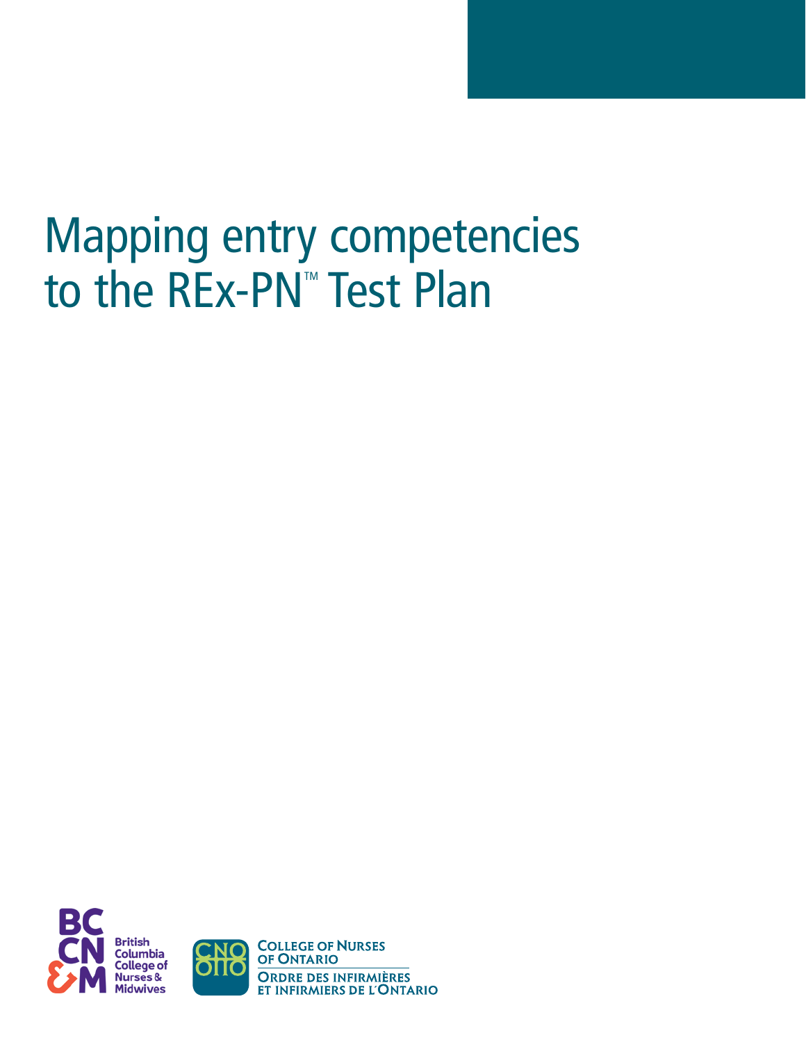# Mapping entry competencies to the REx-PN™ Test Plan

British Columbia College of Nurses & Midwives

College of Nurses of Ontario
Ordre des infirmières et infirmiers de l'Ontario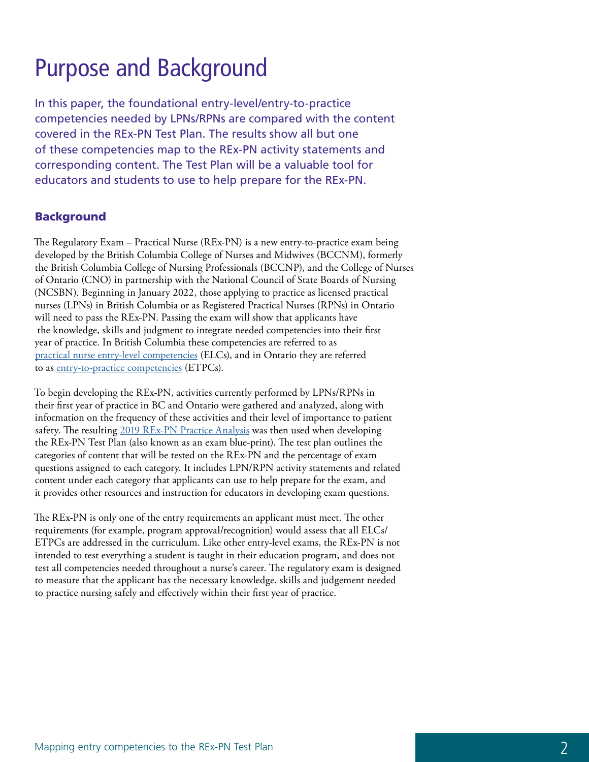# Purpose and Background

In this paper, the foundational entry-level/entry-to-practice competencies needed by LPNs/RPNs are compared with the content covered in the REx-PN Test Plan. The results show all but one of these competencies map to the REx-PN activity statements and corresponding content. The Test Plan will be a valuable tool for educators and students to use to help prepare for the REx-PN.

## Background

The Regulatory Exam – Practical Nurse (REx-PN) is a new entry-to-practice exam being developed by the British Columbia College of Nurses and Midwives (BCCNM), formerly the British Columbia College of Nursing Professionals (BCCNP), and the College of Nurses of Ontario (CNO) in partnership with the National Council of State Boards of Nursing (NCSBN). Beginning in January 2022, those applying to practice as licensed practical nurses (LPNs) in British Columbia or as Registered Practical Nurses (RPNs) in Ontario will need to pass the REx-PN. Passing the exam will show that applicants have the knowledge, skills and judgment to integrate needed competencies into their first year of practice. In British Columbia these competencies are referred to as practical nurse entry-level competencies (ELCs), and in Ontario they are referred to as entry-to-practice competencies (ETPCs).

To begin developing the REx-PN, activities currently performed by LPNs/RPNs in their first year of practice in BC and Ontario were gathered and analyzed, along with information on the frequency of these activities and their level of importance to patient safety. The resulting 2019 REx-PN Practice Analysis was then used when developing the REx-PN Test Plan (also known as an exam blue-print). The test plan outlines the categories of content that will be tested on the REx-PN and the percentage of exam questions assigned to each category. It includes LPN/RPN activity statements and related content under each category that applicants can use to help prepare for the exam, and it provides other resources and instruction for educators in developing exam questions.

The REx-PN is only one of the entry requirements an applicant must meet. The other requirements (for example, program approval/recognition) would assess that all ELCs/ETPCs are addressed in the curriculum. Like other entry-level exams, the REx-PN is not intended to test everything a student is taught in their education program, and does not test all competencies needed throughout a nurse's career. The regulatory exam is designed to measure that the applicant has the necessary knowledge, skills and judgement needed to practice nursing safely and effectively within their first year of practice.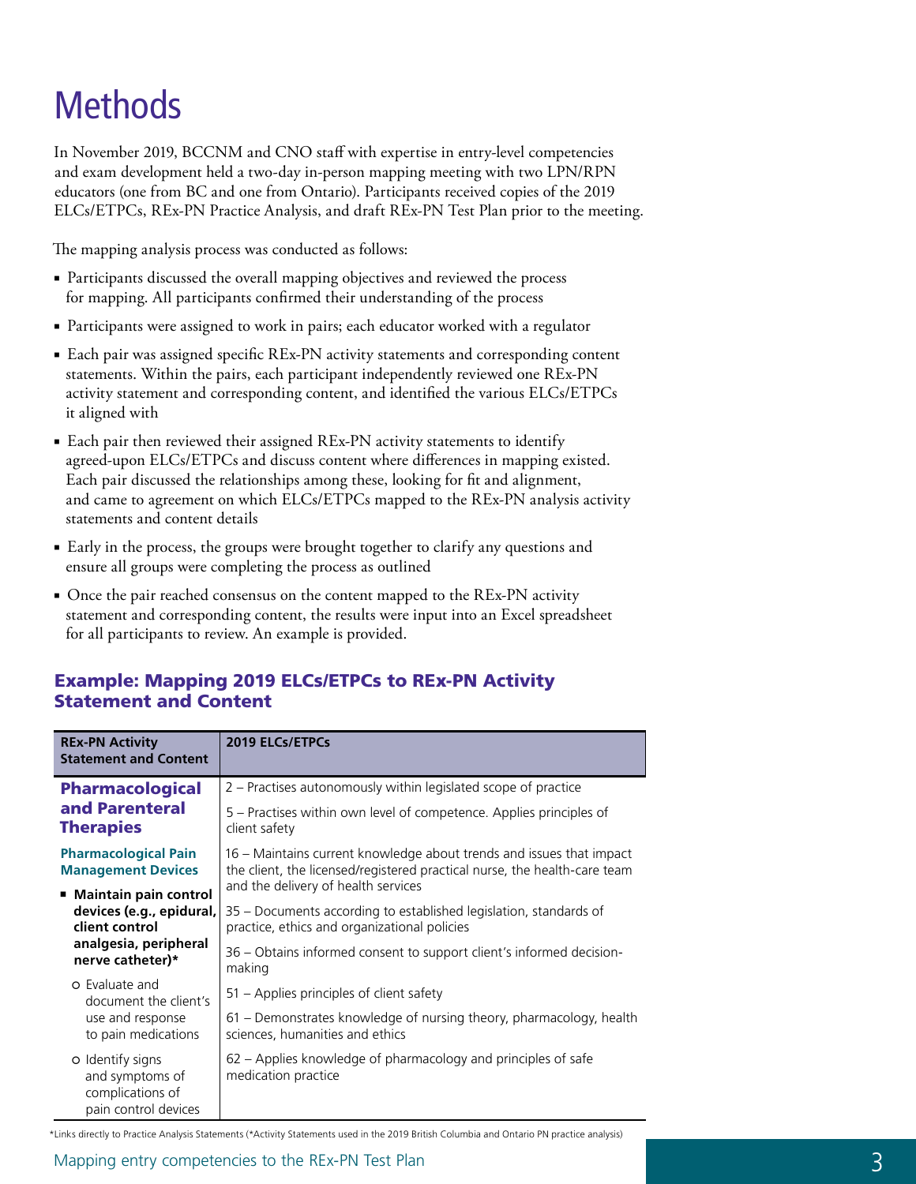# Methods

In November 2019, BCCNM and CNO staff with expertise in entry-level competencies and exam development held a two-day in-person mapping meeting with two LPN/RPN educators (one from BC and one from Ontario). Participants received copies of the 2019 ELCs/ETPCs, REx-PN Practice Analysis, and draft REx-PN Test Plan prior to the meeting.

The mapping analysis process was conducted as follows:

- Participants discussed the overall mapping objectives and reviewed the process for mapping. All participants confirmed their understanding of the process
- Participants were assigned to work in pairs; each educator worked with a regulator
- Each pair was assigned specific REx-PN activity statements and corresponding content statements. Within the pairs, each participant independently reviewed one REx-PN activity statement and corresponding content, and identified the various ELCs/ETPCs it aligned with
- Each pair then reviewed their assigned REx-PN activity statements to identify agreed-upon ELCs/ETPCs and discuss content where differences in mapping existed. Each pair discussed the relationships among these, looking for fit and alignment, and came to agreement on which ELCs/ETPCs mapped to the REx-PN analysis activity statements and content details
- Early in the process, the groups were brought together to clarify any questions and ensure all groups were completing the process as outlined
- Once the pair reached consensus on the content mapped to the REx-PN activity statement and corresponding content, the results were input into an Excel spreadsheet for all participants to review. An example is provided.

## Example: Mapping 2019 ELCs/ETPCs to REx-PN Activity Statement and Content

| REx-PN Activity Statement and Content | 2019 ELCs/ETPCs |
|---|---|
| **Pharmacological and Parenteral Therapies**<br><br>**Pharmacological Pain Management Devices**<br><br>- **Maintain pain control devices (e.g., epidural, client control analgesia, peripheral nerve catheter)***<br>  - Evaluate and document the client's use and response to pain medications<br>  - Identify signs and symptoms of complications of pain control devices | 2 – Practises autonomously within legislated scope of practice<br><br>5 – Practises within own level of competence. Applies principles of client safety<br><br>16 – Maintains current knowledge about trends and issues that impact the client, the licensed/registered practical nurse, the health-care team and the delivery of health services<br><br>35 – Documents according to established legislation, standards of practice, ethics and organizational policies<br><br>36 – Obtains informed consent to support client's informed decision-making<br><br>51 – Applies principles of client safety<br><br>61 – Demonstrates knowledge of nursing theory, pharmacology, health sciences, humanities and ethics<br><br>62 – Applies knowledge of pharmacology and principles of safe medication practice |

*Links directly to Practice Analysis Statements (*Activity Statements used in the 2019 British Columbia and Ontario PN practice analysis)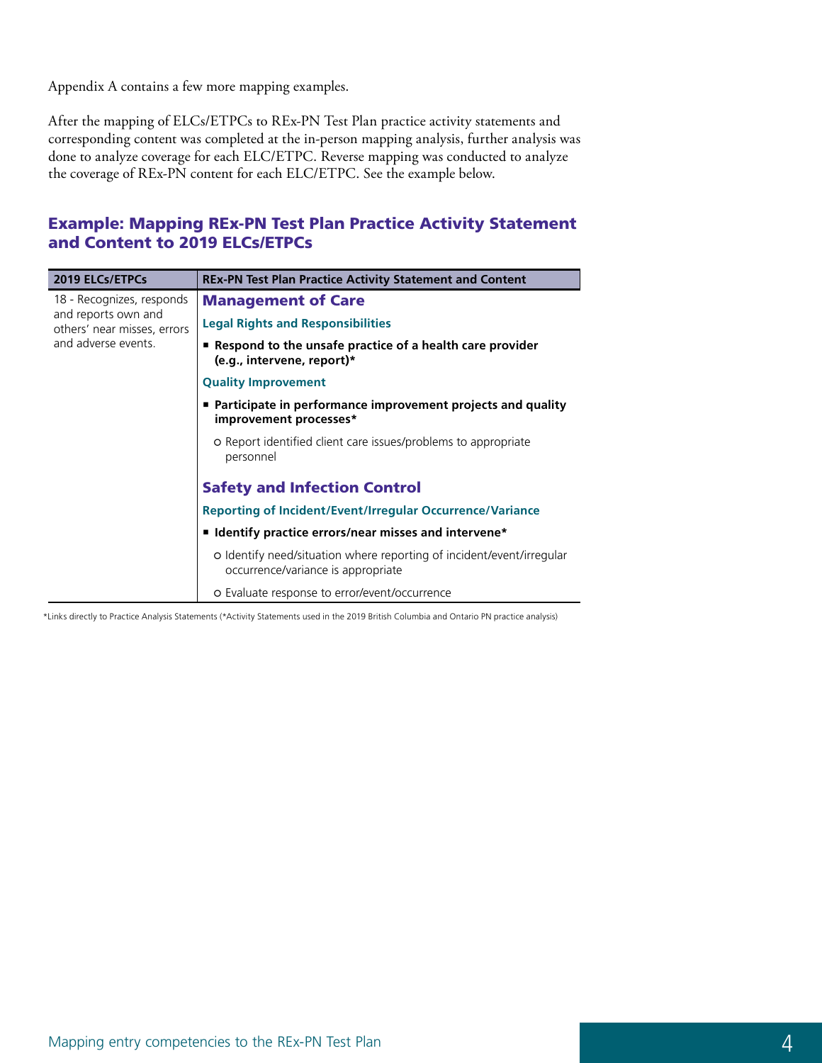Appendix A contains a few more mapping examples.

After the mapping of ELCs/ETPCs to REx-PN Test Plan practice activity statements and corresponding content was completed at the in-person mapping analysis, further analysis was done to analyze coverage for each ELC/ETPC. Reverse mapping was conducted to analyze the coverage of REx-PN content for each ELC/ETPC. See the example below.

## Example: Mapping REx-PN Test Plan Practice Activity Statement and Content to 2019 ELCs/ETPCs

| 2019 ELCs/ETPCs | REx-PN Test Plan Practice Activity Statement and Content |
|---|---|
| 18 - Recognizes, responds and reports own and others' near misses, errors and adverse events. | **Management of Care** |
| | **Legal Rights and Responsibilities** |
| | ■ **Respond to the unsafe practice of a health care provider (e.g., intervene, report)*** |
| | **Quality Improvement** |
| | ■ **Participate in performance improvement projects and quality improvement processes*** |
| | ○ Report identified client care issues/problems to appropriate personnel |
| | **Safety and Infection Control** |
| | **Reporting of Incident/Event/Irregular Occurrence/Variance** |
| | ■ **Identify practice errors/near misses and intervene*** |
| | ○ Identify need/situation where reporting of incident/event/irregular occurrence/variance is appropriate |
| | ○ Evaluate response to error/event/occurrence |

*Links directly to Practice Analysis Statements (*Activity Statements used in the 2019 British Columbia and Ontario PN practice analysis)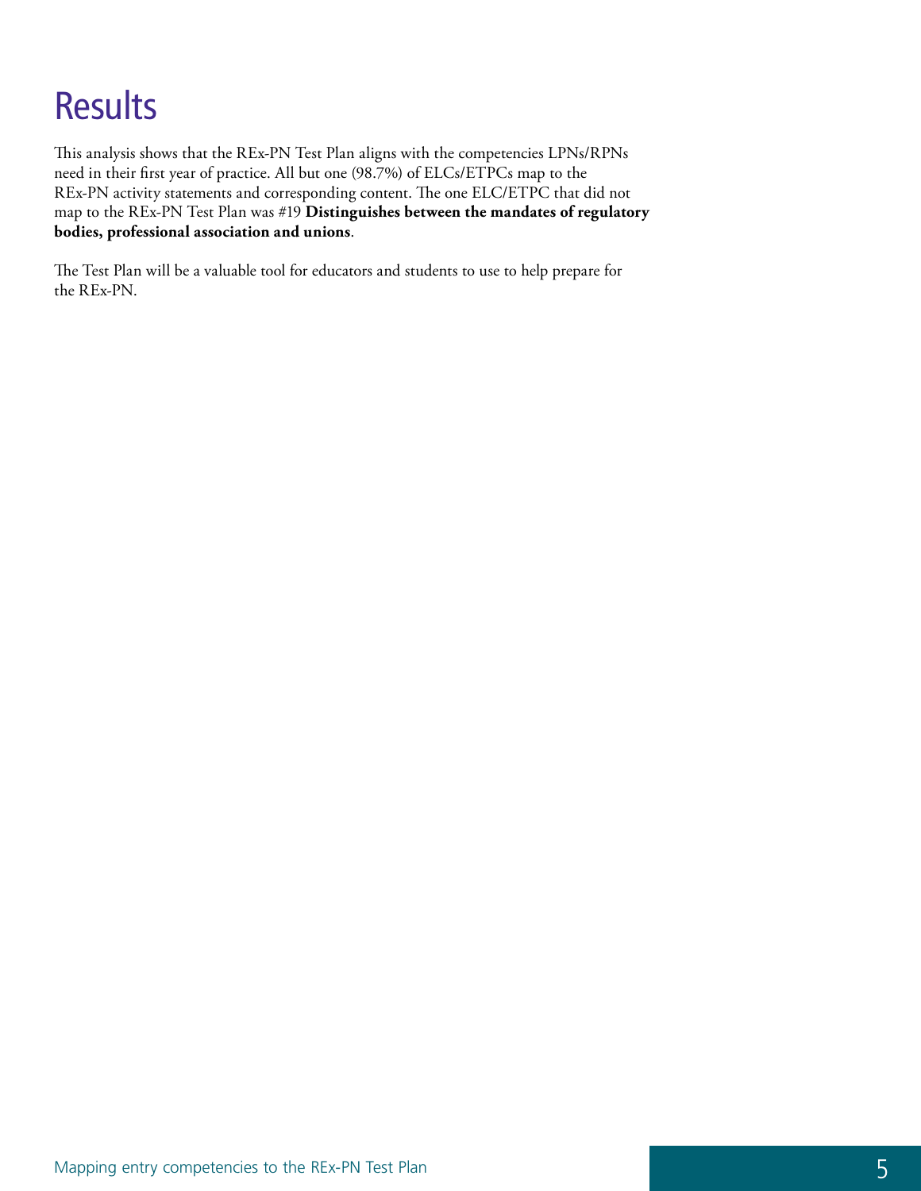# Results

This analysis shows that the REx-PN Test Plan aligns with the competencies LPNs/RPNs need in their first year of practice. All but one (98.7%) of ELCs/ETPCs map to the REx-PN activity statements and corresponding content. The one ELC/ETPC that did not map to the REx-PN Test Plan was #19 **Distinguishes between the mandates of regulatory bodies, professional association and unions**.

The Test Plan will be a valuable tool for educators and students to use to help prepare for the REx-PN.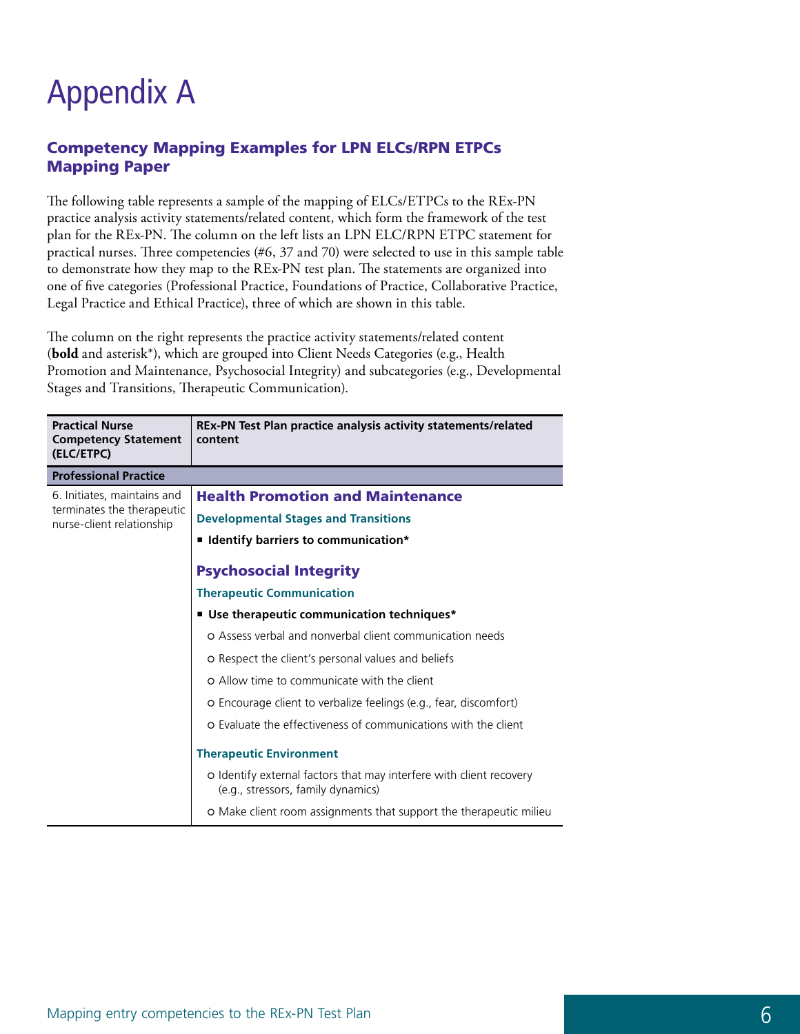# Appendix A

## Competency Mapping Examples for LPN ELCs/RPN ETPCs Mapping Paper

The following table represents a sample of the mapping of ELCs/ETPCs to the REx-PN practice analysis activity statements/related content, which form the framework of the test plan for the REx-PN. The column on the left lists an LPN ELC/RPN ETPC statement for practical nurses. Three competencies (#6, 37 and 70) were selected to use in this sample table to demonstrate how they map to the REx-PN test plan. The statements are organized into one of five categories (Professional Practice, Foundations of Practice, Collaborative Practice, Legal Practice and Ethical Practice), three of which are shown in this table.

The column on the right represents the practice activity statements/related content (**bold** and asterisk*), which are grouped into Client Needs Categories (e.g., Health Promotion and Maintenance, Psychosocial Integrity) and subcategories (e.g., Developmental Stages and Transitions, Therapeutic Communication).

| Practical Nurse Competency Statement (ELC/ETPC) | REx-PN Test Plan practice analysis activity statements/related content |
|---|---|
| **Professional Practice** | |
| 6. Initiates, maintains and terminates the therapeutic nurse-client relationship | **Health Promotion and Maintenance**<br>**Developmental Stages and Transitions**<br>▪ **Identify barriers to communication***<br><br>**Psychosocial Integrity**<br>**Therapeutic Communication**<br>▪ **Use therapeutic communication techniques***<br>○ Assess verbal and nonverbal client communication needs<br>○ Respect the client's personal values and beliefs<br>○ Allow time to communicate with the client<br>○ Encourage client to verbalize feelings (e.g., fear, discomfort)<br>○ Evaluate the effectiveness of communications with the client<br><br>**Therapeutic Environment**<br>○ Identify external factors that may interfere with client recovery (e.g., stressors, family dynamics)<br>○ Make client room assignments that support the therapeutic milieu |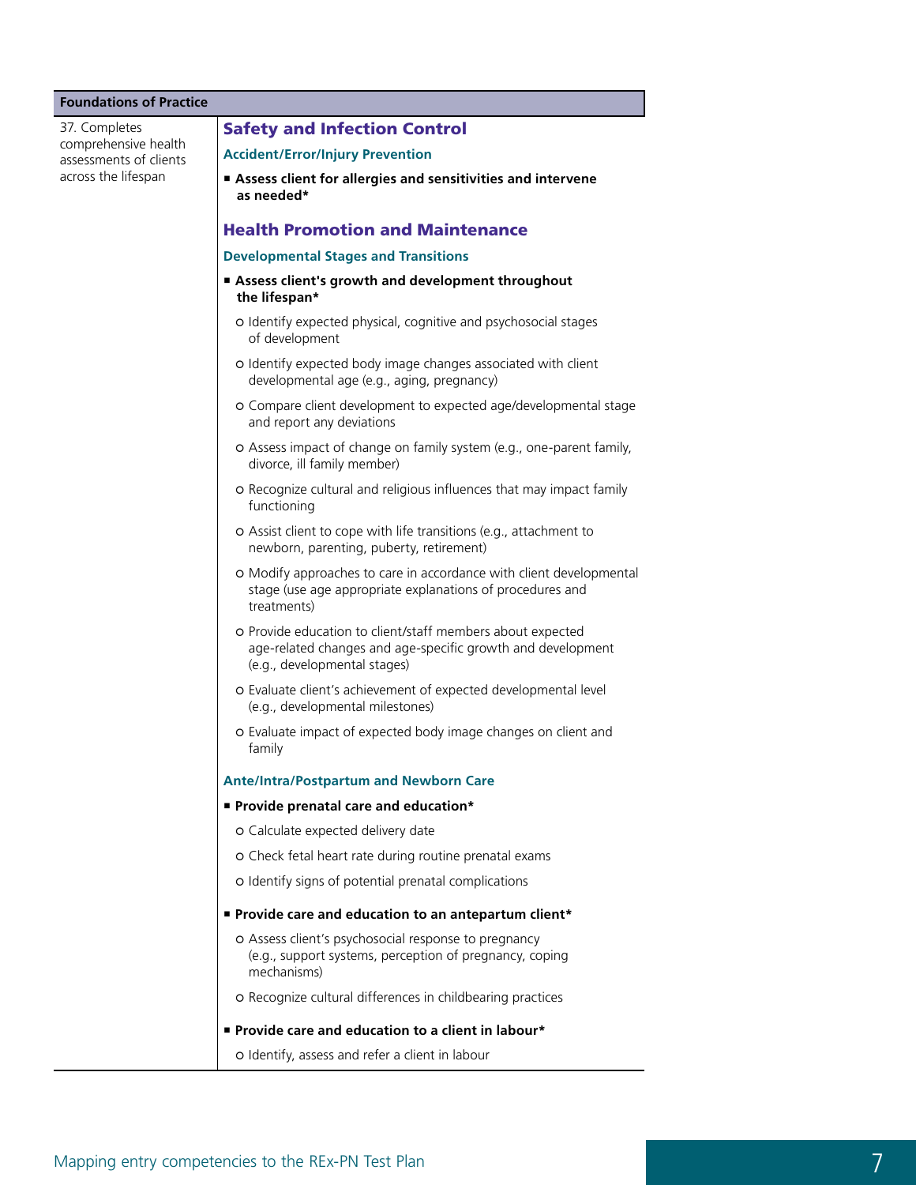| Foundations of Practice | |
|---|---|
| 37. Completes comprehensive health assessments of clients across the lifespan | **Safety and Infection Control**<br><br>**Accident/Error/Injury Prevention**<br><br>■ **Assess client for allergies and sensitivities and intervene as needed***<br><br>**Health Promotion and Maintenance**<br><br>**Developmental Stages and Transitions**<br><br>■ **Assess client's growth and development throughout the lifespan***<br><br>o Identify expected physical, cognitive and psychosocial stages of development<br><br>o Identify expected body image changes associated with client developmental age (e.g., aging, pregnancy)<br><br>o Compare client development to expected age/developmental stage and report any deviations<br><br>o Assess impact of change on family system (e.g., one-parent family, divorce, ill family member)<br><br>o Recognize cultural and religious influences that may impact family functioning<br><br>o Assist client to cope with life transitions (e.g., attachment to newborn, parenting, puberty, retirement)<br><br>o Modify approaches to care in accordance with client developmental stage (use age appropriate explanations of procedures and treatments)<br><br>o Provide education to client/staff members about expected age-related changes and age-specific growth and development (e.g., developmental stages)<br><br>o Evaluate client's achievement of expected developmental level (e.g., developmental milestones)<br><br>o Evaluate impact of expected body image changes on client and family<br><br>**Ante/Intra/Postpartum and Newborn Care**<br><br>■ **Provide prenatal care and education***<br><br>o Calculate expected delivery date<br><br>o Check fetal heart rate during routine prenatal exams<br><br>o Identify signs of potential prenatal complications<br><br>■ **Provide care and education to an antepartum client***<br><br>o Assess client's psychosocial response to pregnancy (e.g., support systems, perception of pregnancy, coping mechanisms)<br><br>o Recognize cultural differences in childbearing practices<br><br>■ **Provide care and education to a client in labour***<br><br>o Identify, assess and refer a client in labour |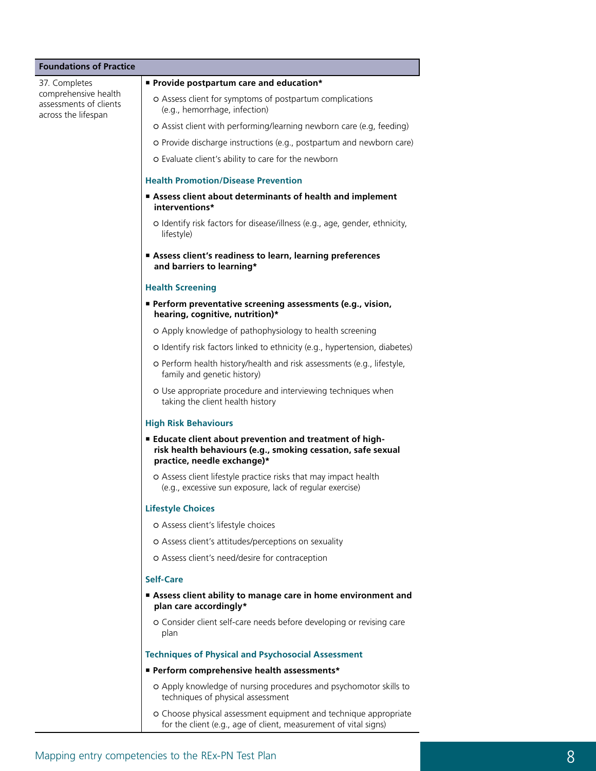| Foundations of Practice | |
|---|---|
| 37. Completes comprehensive health assessments of clients across the lifespan | ■ **Provide postpartum care and education*** <br> o Assess client for symptoms of postpartum complications (e.g., hemorrhage, infection) <br> o Assist client with performing/learning newborn care (e.g, feeding) <br> o Provide discharge instructions (e.g., postpartum and newborn care) <br> o Evaluate client's ability to care for the newborn <br><br> **Health Promotion/Disease Prevention** <br> ■ **Assess client about determinants of health and implement interventions*** <br> o Identify risk factors for disease/illness (e.g., age, gender, ethnicity, lifestyle) <br> ■ **Assess client's readiness to learn, learning preferences and barriers to learning*** <br><br> **Health Screening** <br> ■ **Perform preventative screening assessments (e.g., vision, hearing, cognitive, nutrition)*** <br> o Apply knowledge of pathophysiology to health screening <br> o Identify risk factors linked to ethnicity (e.g., hypertension, diabetes) <br> o Perform health history/health and risk assessments (e.g., lifestyle, family and genetic history) <br> o Use appropriate procedure and interviewing techniques when taking the client health history <br><br> **High Risk Behaviours** <br> ■ **Educate client about prevention and treatment of high-risk health behaviours (e.g., smoking cessation, safe sexual practice, needle exchange)*** <br> o Assess client lifestyle practice risks that may impact health (e.g., excessive sun exposure, lack of regular exercise) <br><br> **Lifestyle Choices** <br> o Assess client's lifestyle choices <br> o Assess client's attitudes/perceptions on sexuality <br> o Assess client's need/desire for contraception <br><br> **Self-Care** <br> ■ **Assess client ability to manage care in home environment and plan care accordingly*** <br> o Consider client self-care needs before developing or revising care plan <br><br> **Techniques of Physical and Psychosocial Assessment** <br> ■ **Perform comprehensive health assessments*** <br> o Apply knowledge of nursing procedures and psychomotor skills to techniques of physical assessment <br> o Choose physical assessment equipment and technique appropriate for the client (e.g., age of client, measurement of vital signs) |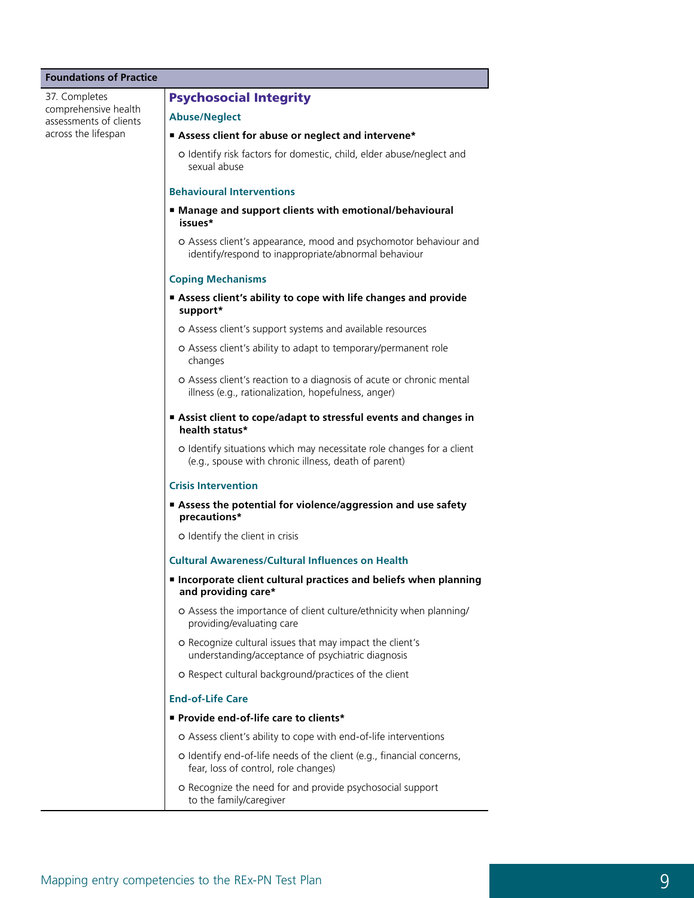| Foundations of Practice | |
|---|---|
| 37. Completes comprehensive health assessments of clients across the lifespan | **Psychosocial Integrity**<br><br>**Abuse/Neglect**<br>■ **Assess client for abuse or neglect and intervene***<br>○ Identify risk factors for domestic, child, elder abuse/neglect and sexual abuse<br><br>**Behavioural Interventions**<br>■ **Manage and support clients with emotional/behavioural issues***<br>○ Assess client's appearance, mood and psychomotor behaviour and identify/respond to inappropriate/abnormal behaviour<br><br>**Coping Mechanisms**<br>■ **Assess client's ability to cope with life changes and provide support***<br>○ Assess client's support systems and available resources<br>○ Assess client's ability to adapt to temporary/permanent role changes<br>○ Assess client's reaction to a diagnosis of acute or chronic mental illness (e.g., rationalization, hopefulness, anger)<br>■ **Assist client to cope/adapt to stressful events and changes in health status***<br>○ Identify situations which may necessitate role changes for a client (e.g., spouse with chronic illness, death of parent)<br><br>**Crisis Intervention**<br>■ **Assess the potential for violence/aggression and use safety precautions***<br>○ Identify the client in crisis<br><br>**Cultural Awareness/Cultural Influences on Health**<br>■ **Incorporate client cultural practices and beliefs when planning and providing care***<br>○ Assess the importance of client culture/ethnicity when planning/providing/evaluating care<br>○ Recognize cultural issues that may impact the client's understanding/acceptance of psychiatric diagnosis<br>○ Respect cultural background/practices of the client<br><br>**End-of-Life Care**<br>■ **Provide end-of-life care to clients***<br>○ Assess client's ability to cope with end-of-life interventions<br>○ Identify end-of-life needs of the client (e.g., financial concerns, fear, loss of control, role changes)<br>○ Recognize the need for and provide psychosocial support to the family/caregiver |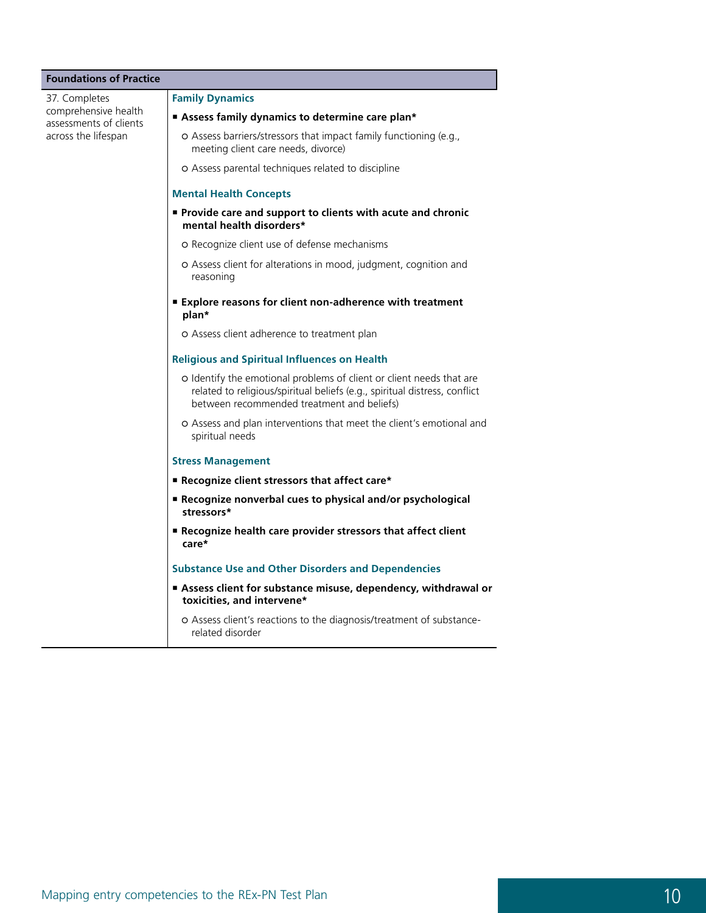| Foundations of Practice | |
|---|---|
| 37. Completes comprehensive health assessments of clients across the lifespan | **Family Dynamics**<br>▪ **Assess family dynamics to determine care plan***<br>○ Assess barriers/stressors that impact family functioning (e.g., meeting client care needs, divorce)<br>○ Assess parental techniques related to discipline<br><br>**Mental Health Concepts**<br>▪ **Provide care and support to clients with acute and chronic mental health disorders***<br>○ Recognize client use of defense mechanisms<br>○ Assess client for alterations in mood, judgment, cognition and reasoning<br>▪ **Explore reasons for client non-adherence with treatment plan***<br>○ Assess client adherence to treatment plan<br><br>**Religious and Spiritual Influences on Health**<br>○ Identify the emotional problems of client or client needs that are related to religious/spiritual beliefs (e.g., spiritual distress, conflict between recommended treatment and beliefs)<br>○ Assess and plan interventions that meet the client's emotional and spiritual needs<br><br>**Stress Management**<br>▪ **Recognize client stressors that affect care***<br>▪ **Recognize nonverbal cues to physical and/or psychological stressors***<br>▪ **Recognize health care provider stressors that affect client care***<br><br>**Substance Use and Other Disorders and Dependencies**<br>▪ **Assess client for substance misuse, dependency, withdrawal or toxicities, and intervene***<br>○ Assess client's reactions to the diagnosis/treatment of substance-related disorder |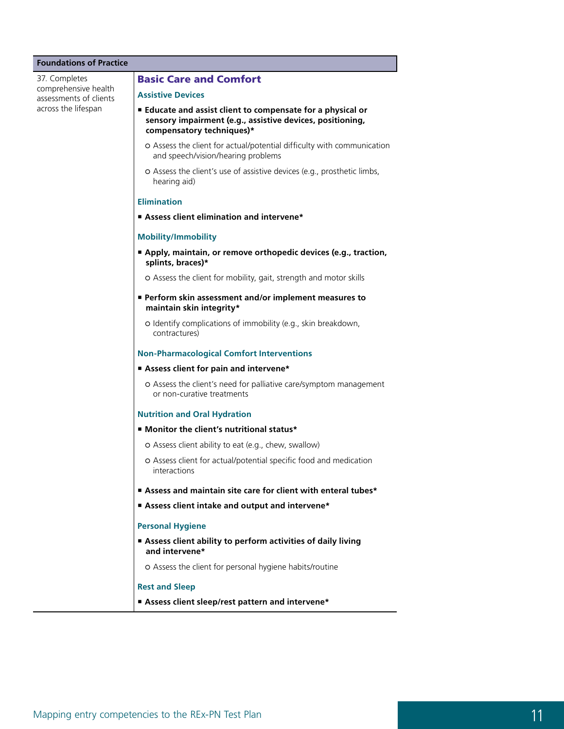| Foundations of Practice | |
|---|---|
| 37. Completes comprehensive health assessments of clients across the lifespan | **Basic Care and Comfort**<br><br>**Assistive Devices**<br><br>▪ **Educate and assist client to compensate for a physical or sensory impairment (e.g., assistive devices, positioning, compensatory techniques)***<br>○ Assess the client for actual/potential difficulty with communication and speech/vision/hearing problems<br>○ Assess the client's use of assistive devices (e.g., prosthetic limbs, hearing aid)<br><br>**Elimination**<br><br>▪ **Assess client elimination and intervene***<br><br>**Mobility/Immobility**<br><br>▪ **Apply, maintain, or remove orthopedic devices (e.g., traction, splints, braces)***<br>○ Assess the client for mobility, gait, strength and motor skills<br>▪ **Perform skin assessment and/or implement measures to maintain skin integrity***<br>○ Identify complications of immobility (e.g., skin breakdown, contractures)<br><br>**Non-Pharmacological Comfort Interventions**<br><br>▪ **Assess client for pain and intervene***<br>○ Assess the client's need for palliative care/symptom management or non-curative treatments<br><br>**Nutrition and Oral Hydration**<br><br>▪ **Monitor the client's nutritional status***<br>○ Assess client ability to eat (e.g., chew, swallow)<br>○ Assess client for actual/potential specific food and medication interactions<br>▪ **Assess and maintain site care for client with enteral tubes***<br>▪ **Assess client intake and output and intervene***<br><br>**Personal Hygiene**<br><br>▪ **Assess client ability to perform activities of daily living and intervene***<br>○ Assess the client for personal hygiene habits/routine<br><br>**Rest and Sleep**<br><br>▪ **Assess client sleep/rest pattern and intervene*** |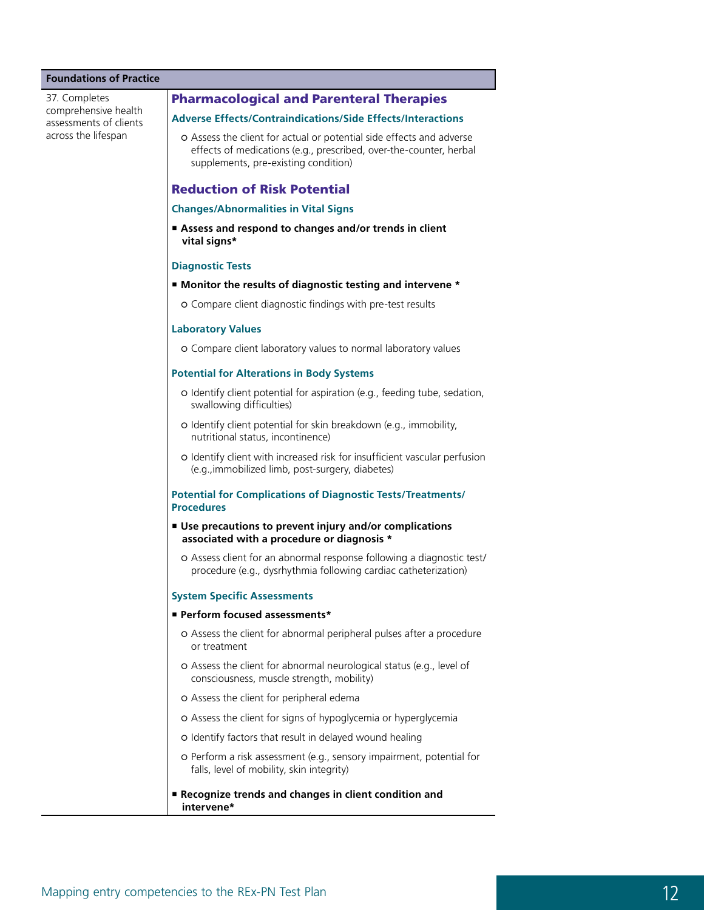| Foundations of Practice | |
| --- | --- |
| 37. Completes comprehensive health assessments of clients across the lifespan | **Pharmacological and Parenteral Therapies**<br><br>**Adverse Effects/Contraindications/Side Effects/Interactions**<br><br>○ Assess the client for actual or potential side effects and adverse effects of medications (e.g., prescribed, over-the-counter, herbal supplements, pre-existing condition)<br><br>**Reduction of Risk Potential**<br><br>**Changes/Abnormalities in Vital Signs**<br><br>■ **Assess and respond to changes and/or trends in client vital signs***<br><br>**Diagnostic Tests**<br><br>■ **Monitor the results of diagnostic testing and intervene ***<br><br>○ Compare client diagnostic findings with pre-test results<br><br>**Laboratory Values**<br><br>○ Compare client laboratory values to normal laboratory values<br><br>**Potential for Alterations in Body Systems**<br><br>○ Identify client potential for aspiration (e.g., feeding tube, sedation, swallowing difficulties)<br><br>○ Identify client potential for skin breakdown (e.g., immobility, nutritional status, incontinence)<br><br>○ Identify client with increased risk for insufficient vascular perfusion (e.g.,immobilized limb, post-surgery, diabetes)<br><br>**Potential for Complications of Diagnostic Tests/Treatments/ Procedures**<br><br>■ **Use precautions to prevent injury and/or complications associated with a procedure or diagnosis ***<br><br>○ Assess client for an abnormal response following a diagnostic test/ procedure (e.g., dysrhythmia following cardiac catheterization)<br><br>**System Specific Assessments**<br><br>■ **Perform focused assessments***<br><br>○ Assess the client for abnormal peripheral pulses after a procedure or treatment<br><br>○ Assess the client for abnormal neurological status (e.g., level of consciousness, muscle strength, mobility)<br><br>○ Assess the client for peripheral edema<br><br>○ Assess the client for signs of hypoglycemia or hyperglycemia<br><br>○ Identify factors that result in delayed wound healing<br><br>○ Perform a risk assessment (e.g., sensory impairment, potential for falls, level of mobility, skin integrity)<br><br>■ **Recognize trends and changes in client condition and intervene*** |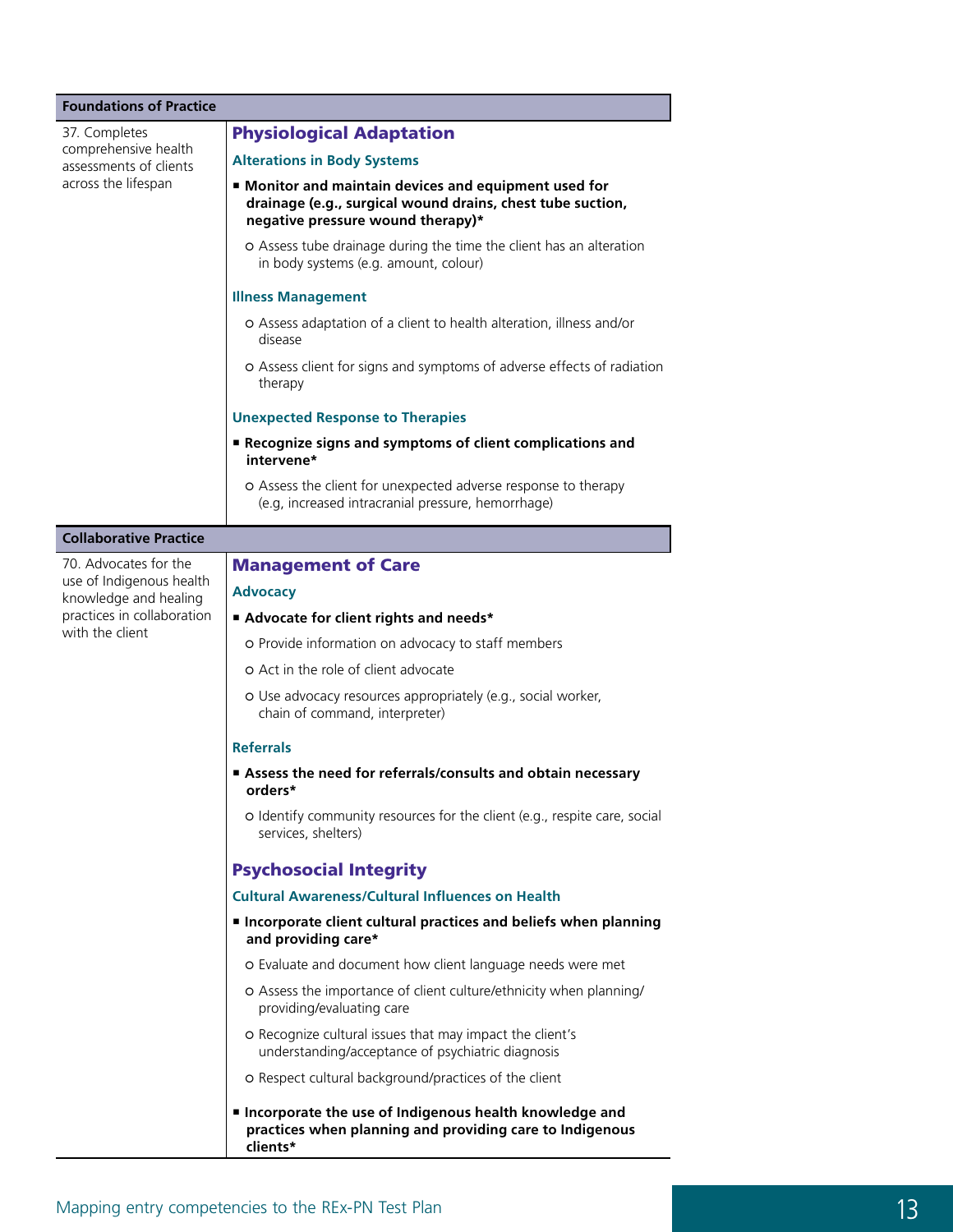| Foundations of Practice | |
|---|---|
| 37. Completes comprehensive health assessments of clients across the lifespan | **Physiological Adaptation**<br><br>**Alterations in Body Systems**<br><br>▪ **Monitor and maintain devices and equipment used for drainage (e.g., surgical wound drains, chest tube suction, negative pressure wound therapy)***<br><br>○ Assess tube drainage during the time the client has an alteration in body systems (e.g. amount, colour)<br><br>**Illness Management**<br><br>○ Assess adaptation of a client to health alteration, illness and/or disease<br><br>○ Assess client for signs and symptoms of adverse effects of radiation therapy<br><br>**Unexpected Response to Therapies**<br><br>▪ **Recognize signs and symptoms of client complications and intervene***<br><br>○ Assess the client for unexpected adverse response to therapy (e.g, increased intracranial pressure, hemorrhage) |
| **Collaborative Practice** | |
| 70. Advocates for the use of Indigenous health knowledge and healing practices in collaboration with the client | **Management of Care**<br><br>**Advocacy**<br><br>▪ **Advocate for client rights and needs***<br><br>○ Provide information on advocacy to staff members<br><br>○ Act in the role of client advocate<br><br>○ Use advocacy resources appropriately (e.g., social worker, chain of command, interpreter)<br><br>**Referrals**<br><br>▪ **Assess the need for referrals/consults and obtain necessary orders***<br><br>○ Identify community resources for the client (e.g., respite care, social services, shelters)<br><br>**Psychosocial Integrity**<br><br>**Cultural Awareness/Cultural Influences on Health**<br><br>▪ **Incorporate client cultural practices and beliefs when planning and providing care***<br><br>○ Evaluate and document how client language needs were met<br><br>○ Assess the importance of client culture/ethnicity when planning/providing/evaluating care<br><br>○ Recognize cultural issues that may impact the client's understanding/acceptance of psychiatric diagnosis<br><br>○ Respect cultural background/practices of the client<br><br>▪ **Incorporate the use of Indigenous health knowledge and practices when planning and providing care to Indigenous clients*** |

Mapping entry competencies to the REx-PN Test Plan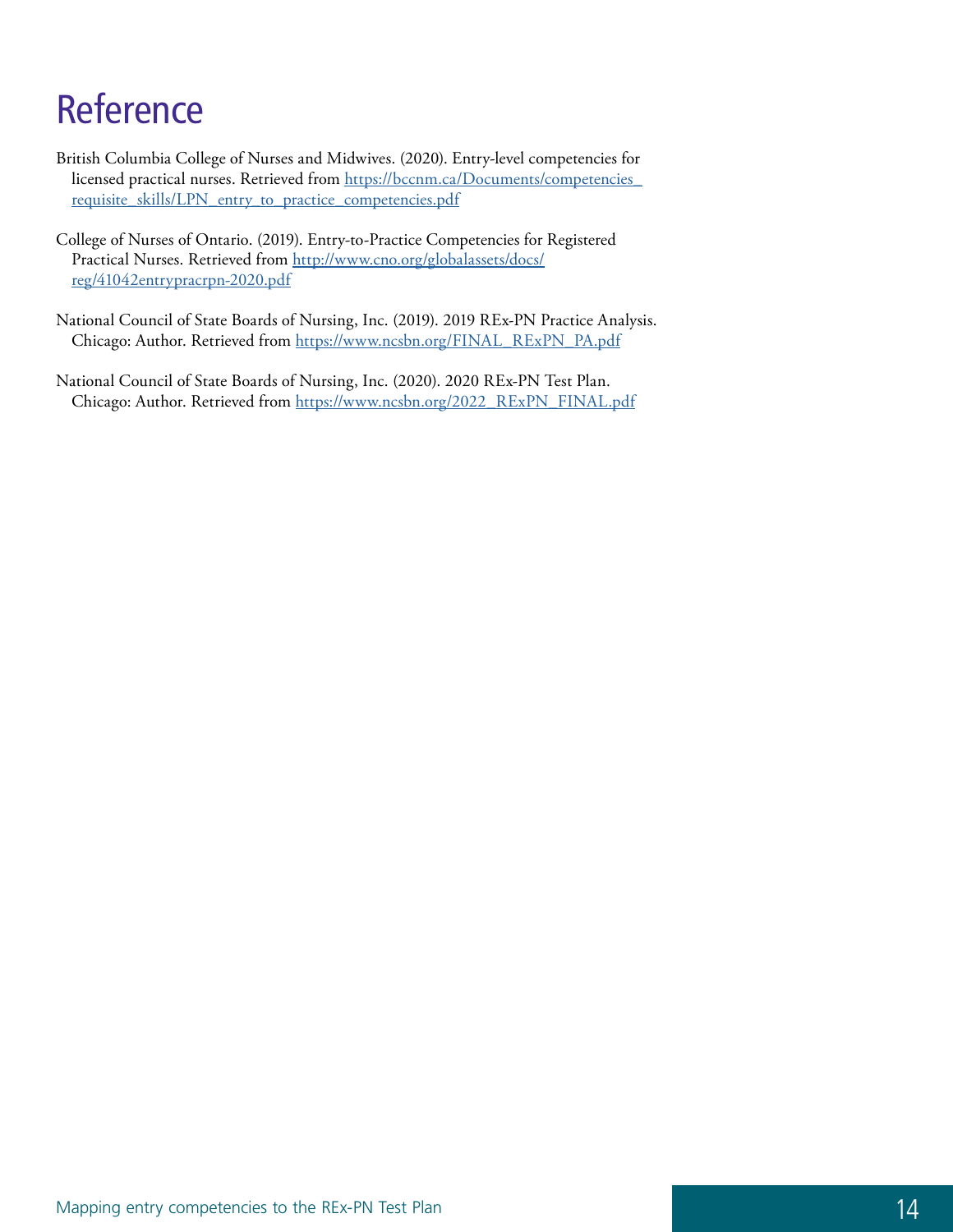# Reference

British Columbia College of Nurses and Midwives. (2020). Entry-level competencies for licensed practical nurses. Retrieved from https://bccnm.ca/Documents/competencies_requisite_skills/LPN_entry_to_practice_competencies.pdf

College of Nurses of Ontario. (2019). Entry-to-Practice Competencies for Registered Practical Nurses. Retrieved from http://www.cno.org/globalassets/docs/reg/41042entrypracrpn-2020.pdf

National Council of State Boards of Nursing, Inc. (2019). 2019 REx-PN Practice Analysis. Chicago: Author. Retrieved from https://www.ncsbn.org/FINAL_RExPN_PA.pdf

National Council of State Boards of Nursing, Inc. (2020). 2020 REx-PN Test Plan. Chicago: Author. Retrieved from https://www.ncsbn.org/2022_RExPN_FINAL.pdf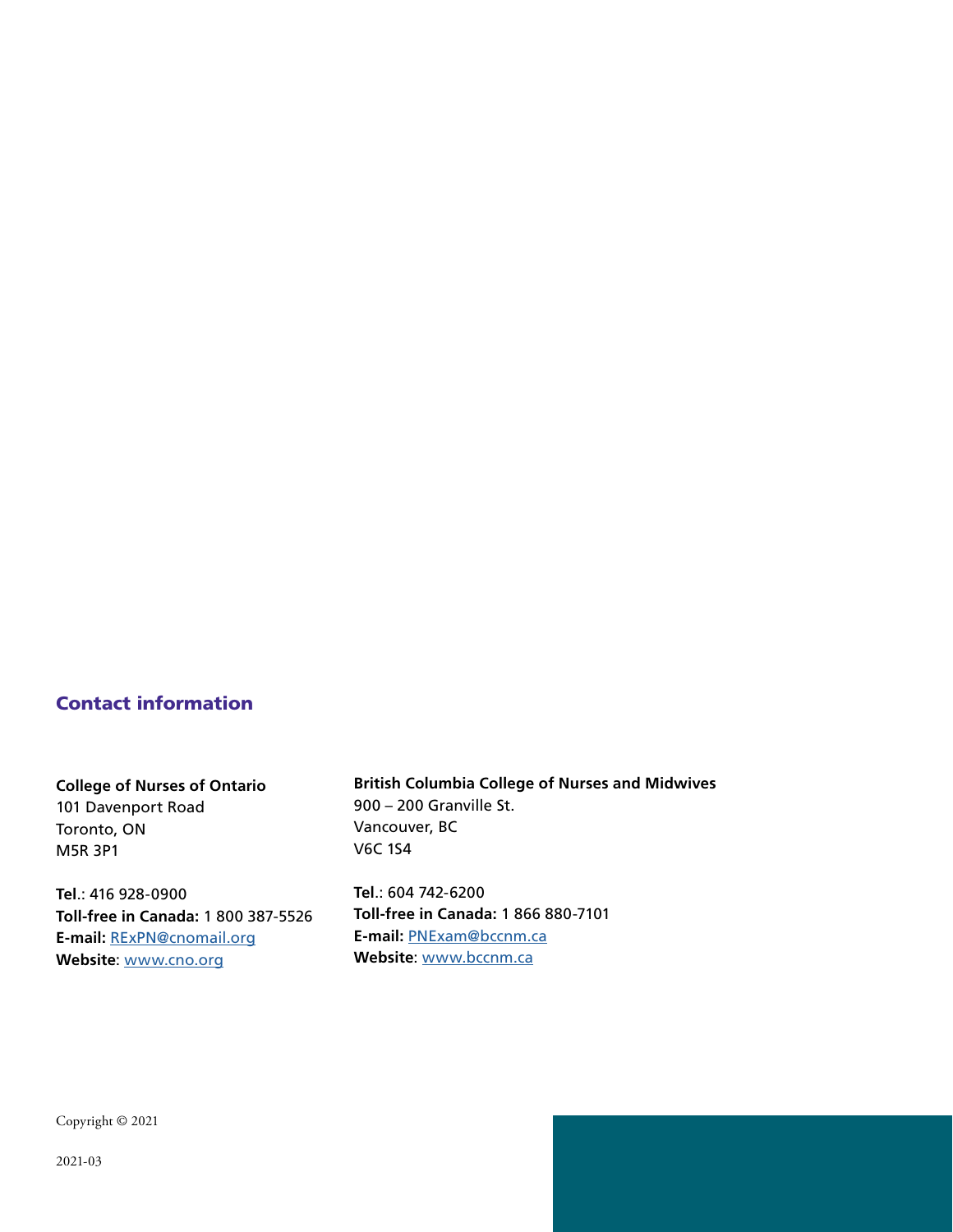## Contact information

**College of Nurses of Ontario**
101 Davenport Road
Toronto, ON
M5R 3P1

**Tel**.: 416 928-0900
**Toll-free in Canada:** 1 800 387-5526
**E-mail:** RExPN@cnomail.org
**Website**: www.cno.org

**British Columbia College of Nurses and Midwives**
900 – 200 Granville St.
Vancouver, BC
V6C 1S4

**Tel**.: 604 742-6200
**Toll-free in Canada:** 1 866 880-7101
**E-mail:** PNExam@bccnm.ca
**Website**: www.bccnm.ca

Copyright © 2021

2021-03